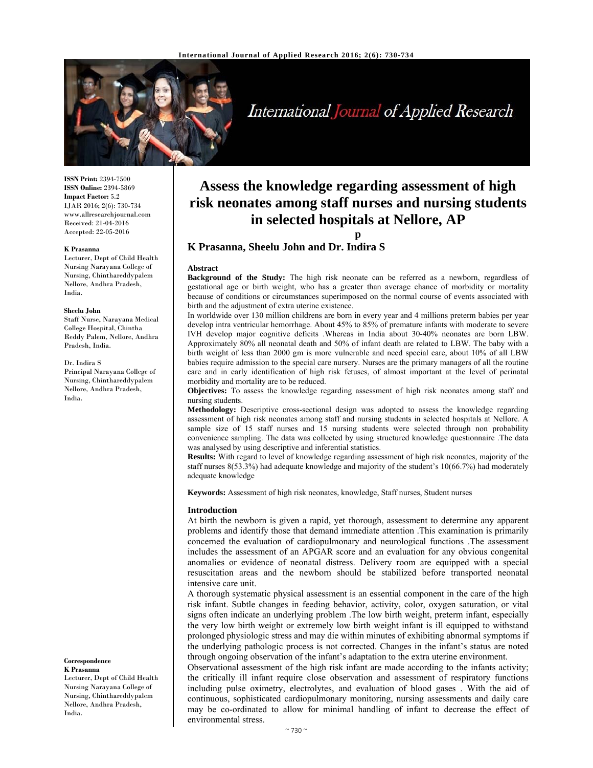**ISSN Print:** 2394-7500
**ISSN Online:** 2394-5869
**Impact Factor:** 5.2
IJAR 2016; 2(6): 730-734
www.allresearchjournal.com
Received: 21-04-2016
Accepted: 22-05-2016

**K Prasanna**
Lecturer, Dept of Child Health Nursing Narayana College of Nursing, Chinthareddypalem Nellore, Andhra Pradesh, India.

**Sheelu John**
Staff Nurse, Narayana Medical College Hospital, Chintha Reddy Palem, Nellore, Andhra Pradesh, India.

Dr. Indira S
Principal Narayana College of Nursing, Chinthareddypalem Nellore, Andhra Pradesh, India.

**Correspondence**
**K Prasanna**
Lecturer, Dept of Child Health Nursing Narayana College of Nursing, Chinthareddypalem Nellore, Andhra Pradesh, India.

# Assess the knowledge regarding assessment of high risk neonates among staff nurses and nursing students in selected hospitals at Nellore, AP

**p**

**K Prasanna, Sheelu John and Dr. Indira S**

### Abstract

**Background of the Study:** The high risk neonate can be referred as a newborn, regardless of gestational age or birth weight, who has a greater than average chance of morbidity or mortality because of conditions or circumstances superimposed on the normal course of events associated with birth and the adjustment of extra uterine existence.

In worldwide over 130 million childrens are born in every year and 4 millions preterm babies per year develop intra ventricular hemorrhage. About 45% to 85% of premature infants with moderate to severe IVH develop major cognitive deficits .Whereas in India about 30-40% neonates are born LBW. Approximately 80% all neonatal death and 50% of infant death are related to LBW. The baby with a birth weight of less than 2000 gm is more vulnerable and need special care, about 10% of all LBW babies require admission to the special care nursery. Nurses are the primary managers of all the routine care and in early identification of high risk fetuses, of almost important at the level of perinatal morbidity and mortality are to be reduced.

**Objectives:** To assess the knowledge regarding assessment of high risk neonates among staff and nursing students.

**Methodology:** Descriptive cross-sectional design was adopted to assess the knowledge regarding assessment of high risk neonates among staff and nursing students in selected hospitals at Nellore. A sample size of 15 staff nurses and 15 nursing students were selected through non probability convenience sampling. The data was collected by using structured knowledge questionnaire .The data was analysed by using descriptive and inferential statistics.

**Results:** With regard to level of knowledge regarding assessment of high risk neonates, majority of the staff nurses 8(53.3%) had adequate knowledge and majority of the student's 10(66.7%) had moderately adequate knowledge

**Keywords:** Assessment of high risk neonates, knowledge, Staff nurses, Student nurses

### Introduction

At birth the newborn is given a rapid, yet thorough, assessment to determine any apparent problems and identify those that demand immediate attention .This examination is primarily concerned the evaluation of cardiopulmonary and neurological functions .The assessment includes the assessment of an APGAR score and an evaluation for any obvious congenital anomalies or evidence of neonatal distress. Delivery room are equipped with a special resuscitation areas and the newborn should be stabilized before transported neonatal intensive care unit.

A thorough systematic physical assessment is an essential component in the care of the high risk infant. Subtle changes in feeding behavior, activity, color, oxygen saturation, or vital signs often indicate an underlying problem .The low birth weight, preterm infant, especially the very low birth weight or extremely low birth weight infant is ill equipped to withstand prolonged physiologic stress and may die within minutes of exhibiting abnormal symptoms if the underlying pathologic process is not corrected. Changes in the infant's status are noted through ongoing observation of the infant's adaptation to the extra uterine environment.

Observational assessment of the high risk infant are made according to the infants activity; the critically ill infant require close observation and assessment of respiratory functions including pulse oximetry, electrolytes, and evaluation of blood gases . With the aid of continuous, sophisticated cardiopulmonary monitoring, nursing assessments and daily care may be co-ordinated to allow for minimal handling of infant to decrease the effect of environmental stress.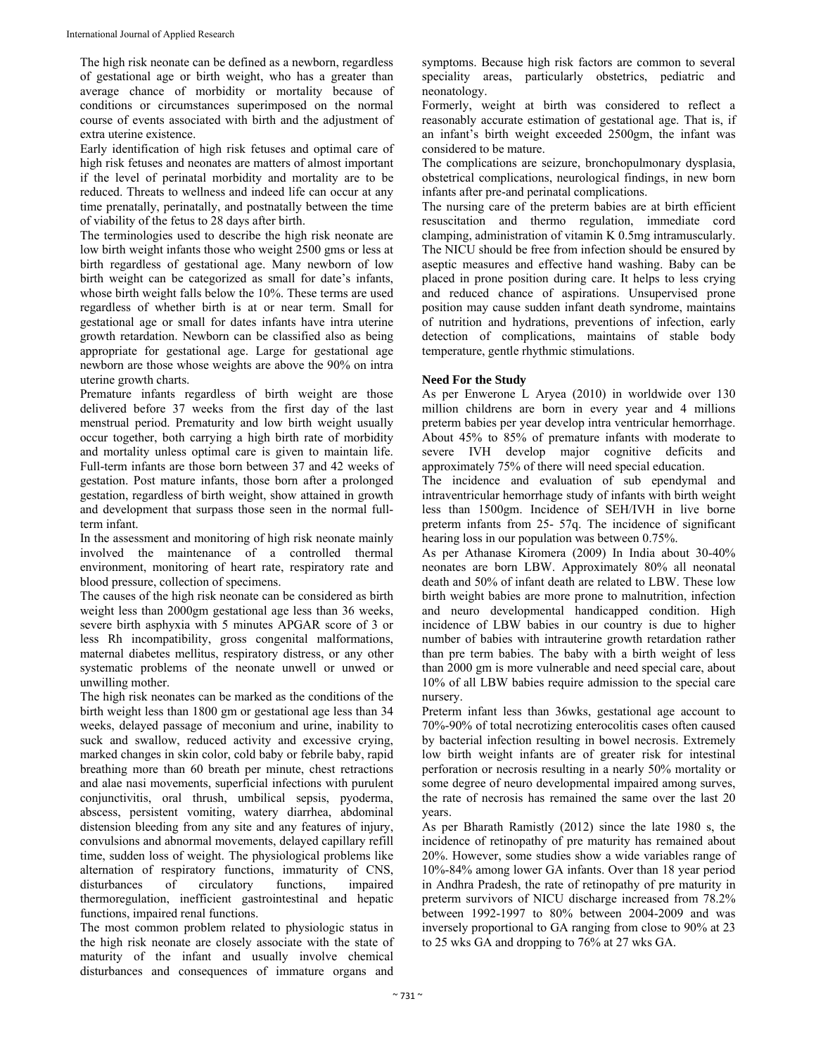The high risk neonate can be defined as a newborn, regardless of gestational age or birth weight, who has a greater than average chance of morbidity or mortality because of conditions or circumstances superimposed on the normal course of events associated with birth and the adjustment of extra uterine existence.

Early identification of high risk fetuses and optimal care of high risk fetuses and neonates are matters of almost important if the level of perinatal morbidity and mortality are to be reduced. Threats to wellness and indeed life can occur at any time prenatally, perinatally, and postnatally between the time of viability of the fetus to 28 days after birth.

The terminologies used to describe the high risk neonate are low birth weight infants those who weight 2500 gms or less at birth regardless of gestational age. Many newborn of low birth weight can be categorized as small for date's infants, whose birth weight falls below the 10%. These terms are used regardless of whether birth is at or near term. Small for gestational age or small for dates infants have intra uterine growth retardation. Newborn can be classified also as being appropriate for gestational age. Large for gestational age newborn are those whose weights are above the 90% on intra uterine growth charts.

Premature infants regardless of birth weight are those delivered before 37 weeks from the first day of the last menstrual period. Prematurity and low birth weight usually occur together, both carrying a high birth rate of morbidity and mortality unless optimal care is given to maintain life. Full-term infants are those born between 37 and 42 weeks of gestation. Post mature infants, those born after a prolonged gestation, regardless of birth weight, show attained in growth and development that surpass those seen in the normal full-term infant.

In the assessment and monitoring of high risk neonate mainly involved the maintenance of a controlled thermal environment, monitoring of heart rate, respiratory rate and blood pressure, collection of specimens.

The causes of the high risk neonate can be considered as birth weight less than 2000gm gestational age less than 36 weeks, severe birth asphyxia with 5 minutes APGAR score of 3 or less Rh incompatibility, gross congenital malformations, maternal diabetes mellitus, respiratory distress, or any other systematic problems of the neonate unwell or unwed or unwilling mother.

The high risk neonates can be marked as the conditions of the birth weight less than 1800 gm or gestational age less than 34 weeks, delayed passage of meconium and urine, inability to suck and swallow, reduced activity and excessive crying, marked changes in skin color, cold baby or febrile baby, rapid breathing more than 60 breath per minute, chest retractions and alae nasi movements, superficial infections with purulent conjunctivitis, oral thrush, umbilical sepsis, pyoderma, abscess, persistent vomiting, watery diarrhea, abdominal distension bleeding from any site and any features of injury, convulsions and abnormal movements, delayed capillary refill time, sudden loss of weight. The physiological problems like alternation of respiratory functions, immaturity of CNS, disturbances of circulatory functions, impaired thermoregulation, inefficient gastrointestinal and hepatic functions, impaired renal functions.

The most common problem related to physiologic status in the high risk neonate are closely associate with the state of maturity of the infant and usually involve chemical disturbances and consequences of immature organs and symptoms. Because high risk factors are common to several speciality areas, particularly obstetrics, pediatric and neonatology.

Formerly, weight at birth was considered to reflect a reasonably accurate estimation of gestational age. That is, if an infant's birth weight exceeded 2500gm, the infant was considered to be mature.

The complications are seizure, bronchopulmonary dysplasia, obstetrical complications, neurological findings, in new born infants after pre-and perinatal complications.

The nursing care of the preterm babies are at birth efficient resuscitation and thermo regulation, immediate cord clamping, administration of vitamin K 0.5mg intramuscularly. The NICU should be free from infection should be ensured by aseptic measures and effective hand washing. Baby can be placed in prone position during care. It helps to less crying and reduced chance of aspirations. Unsupervised prone position may cause sudden infant death syndrome, maintains of nutrition and hydrations, preventions of infection, early detection of complications, maintains of stable body temperature, gentle rhythmic stimulations.

## Need For the Study

As per Enwerone L Aryea (2010) in worldwide over 130 million childrens are born in every year and 4 millions preterm babies per year develop intra ventricular hemorrhage. About 45% to 85% of premature infants with moderate to severe IVH develop major cognitive deficits and approximately 75% of there will need special education.

The incidence and evaluation of sub ependymal and intraventricular hemorrhage study of infants with birth weight less than 1500gm. Incidence of SEH/IVH in live borne preterm infants from 25- 57q. The incidence of significant hearing loss in our population was between 0.75%.

As per Athanase Kiromera (2009) In India about 30-40% neonates are born LBW. Approximately 80% all neonatal death and 50% of infant death are related to LBW. These low birth weight babies are more prone to malnutrition, infection and neuro developmental handicapped condition. High incidence of LBW babies in our country is due to higher number of babies with intrauterine growth retardation rather than pre term babies. The baby with a birth weight of less than 2000 gm is more vulnerable and need special care, about 10% of all LBW babies require admission to the special care nursery.

Preterm infant less than 36wks, gestational age account to 70%-90% of total necrotizing enterocolitis cases often caused by bacterial infection resulting in bowel necrosis. Extremely low birth weight infants are of greater risk for intestinal perforation or necrosis resulting in a nearly 50% mortality or some degree of neuro developmental impaired among surves, the rate of necrosis has remained the same over the last 20 years.

As per Bharath Ramistly (2012) since the late 1980 s, the incidence of retinopathy of pre maturity has remained about 20%. However, some studies show a wide variables range of 10%-84% among lower GA infants. Over than 18 year period in Andhra Pradesh, the rate of retinopathy of pre maturity in preterm survivors of NICU discharge increased from 78.2% between 1992-1997 to 80% between 2004-2009 and was inversely proportional to GA ranging from close to 90% at 23 to 25 wks GA and dropping to 76% at 27 wks GA.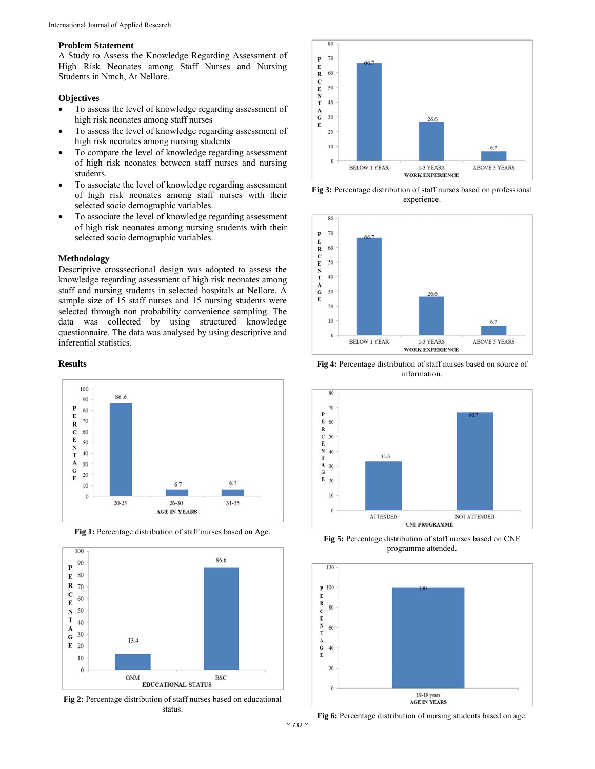### Problem Statement

A Study to Assess the Knowledge Regarding Assessment of High Risk Neonates among Staff Nurses and Nursing Students in Nmch, At Nellore.

### Objectives

- To assess the level of knowledge regarding assessment of high risk neonates among staff nurses
- To assess the level of knowledge regarding assessment of high risk neonates among nursing students
- To compare the level of knowledge regarding assessment of high risk neonates between staff nurses and nursing students.
- To associate the level of knowledge regarding assessment of high risk neonates among staff nurses with their selected socio demographic variables.
- To associate the level of knowledge regarding assessment of high risk neonates among nursing students with their selected socio demographic variables.

### Methodology

Descriptive crosssectional design was adopted to assess the knowledge regarding assessment of high risk neonates among staff and nursing students in selected hospitals at Nellore. A sample size of 15 staff nurses and 15 nursing students were selected through non probability convenience sampling. The data was collected by using structured knowledge questionnaire. The data was analysed by using descriptive and inferential statistics.

### Results

**Fig 1:** Percentage distribution of staff nurses based on Age.

**Fig 2:** Percentage distribution of staff nurses based on educational status.

**Fig 3:** Percentage distribution of staff nurses based on professional experience.

**Fig 4:** Percentage distribution of staff nurses based on source of information.

**Fig 5:** Percentage distribution of staff nurses based on CNE programme attended.

**Fig 6:** Percentage distribution of nursing students based on age.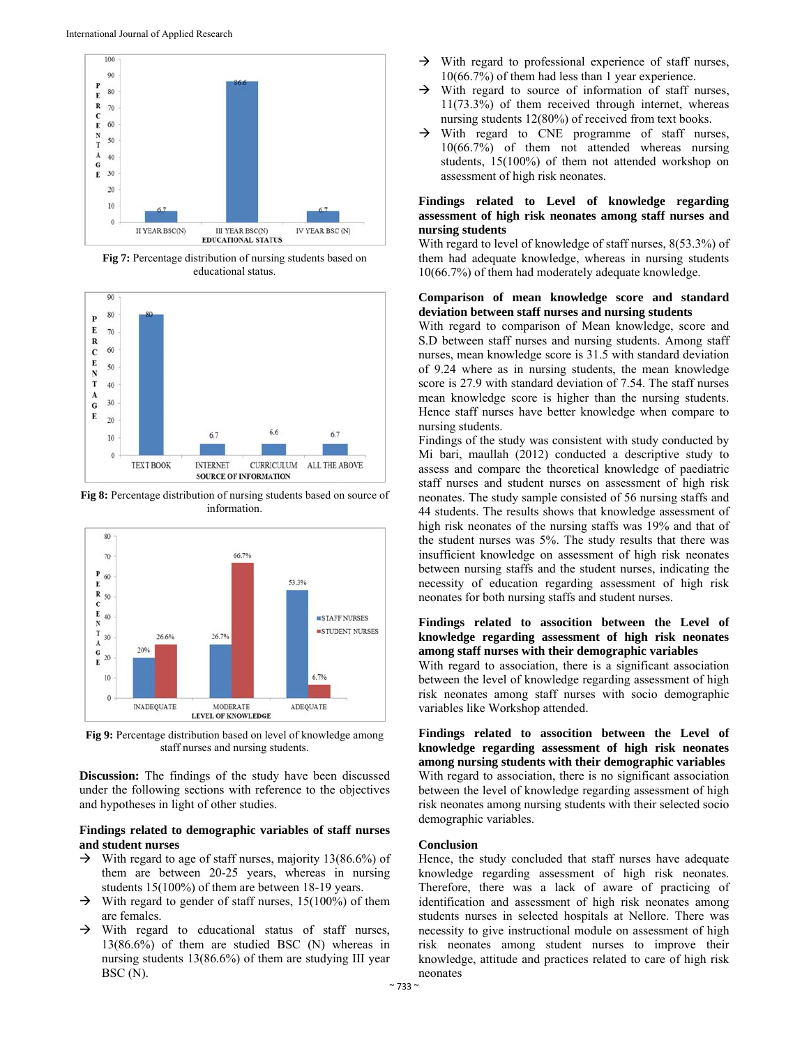Fig 7: Percentage distribution of nursing students based on educational status.

Fig 8: Percentage distribution of nursing students based on source of information.

Fig 9: Percentage distribution based on level of knowledge among staff nurses and nursing students.

**Discussion:** The findings of the study have been discussed under the following sections with reference to the objectives and hypotheses in light of other studies.

**Findings related to demographic variables of staff nurses and student nurses**

- → With regard to age of staff nurses, majority 13(86.6%) of them are between 20-25 years, whereas in nursing students 15(100%) of them are between 18-19 years.
- → With regard to gender of staff nurses, 15(100%) of them are females.
- → With regard to educational status of staff nurses, 13(86.6%) of them are studied BSC (N) whereas in nursing students 13(86.6%) of them are studying III year BSC (N).
- → With regard to professional experience of staff nurses, 10(66.7%) of them had less than 1 year experience.
- → With regard to source of information of staff nurses, 11(73.3%) of them received through internet, whereas nursing students 12(80%) of received from text books.
- → With regard to CNE programme of staff nurses, 10(66.7%) of them not attended whereas nursing students, 15(100%) of them not attended workshop on assessment of high risk neonates.

**Findings related to Level of knowledge regarding assessment of high risk neonates among staff nurses and nursing students**

With regard to level of knowledge of staff nurses, 8(53.3%) of them had adequate knowledge, whereas in nursing students 10(66.7%) of them had moderately adequate knowledge.

**Comparison of mean knowledge score and standard deviation between staff nurses and nursing students**

With regard to comparison of Mean knowledge, score and S.D between staff nurses and nursing students. Among staff nurses, mean knowledge score is 31.5 with standard deviation of 9.24 where as in nursing students, the mean knowledge score is 27.9 with standard deviation of 7.54. The staff nurses mean knowledge score is higher than the nursing students. Hence staff nurses have better knowledge when compare to nursing students.

Findings of the study was consistent with study conducted by Mi bari, maullah (2012) conducted a descriptive study to assess and compare the theoretical knowledge of paediatric staff nurses and student nurses on assessment of high risk neonates. The study sample consisted of 56 nursing staffs and 44 students. The results shows that knowledge assessment of high risk neonates of the nursing staffs was 19% and that of the student nurses was 5%. The study results that there was insufficient knowledge on assessment of high risk neonates between nursing staffs and the student nurses, indicating the necessity of education regarding assessment of high risk neonates for both nursing staffs and student nurses.

**Findings related to association between the Level of knowledge regarding assessment of high risk neonates among staff nurses with their demographic variables**

With regard to association, there is a significant association between the level of knowledge regarding assessment of high risk neonates among staff nurses with socio demographic variables like Workshop attended.

**Findings related to association between the Level of knowledge regarding assessment of high risk neonates among nursing students with their demographic variables**

With regard to association, there is no significant association between the level of knowledge regarding assessment of high risk neonates among nursing students with their selected socio demographic variables.

**Conclusion**

Hence, the study concluded that staff nurses have adequate knowledge regarding assessment of high risk neonates. Therefore, there was a lack of aware of practicing of identification and assessment of high risk neonates among students nurses in selected hospitals at Nellore. There was necessity to give instructional module on assessment of high risk neonates among student nurses to improve their knowledge, attitude and practices related to care of high risk neonates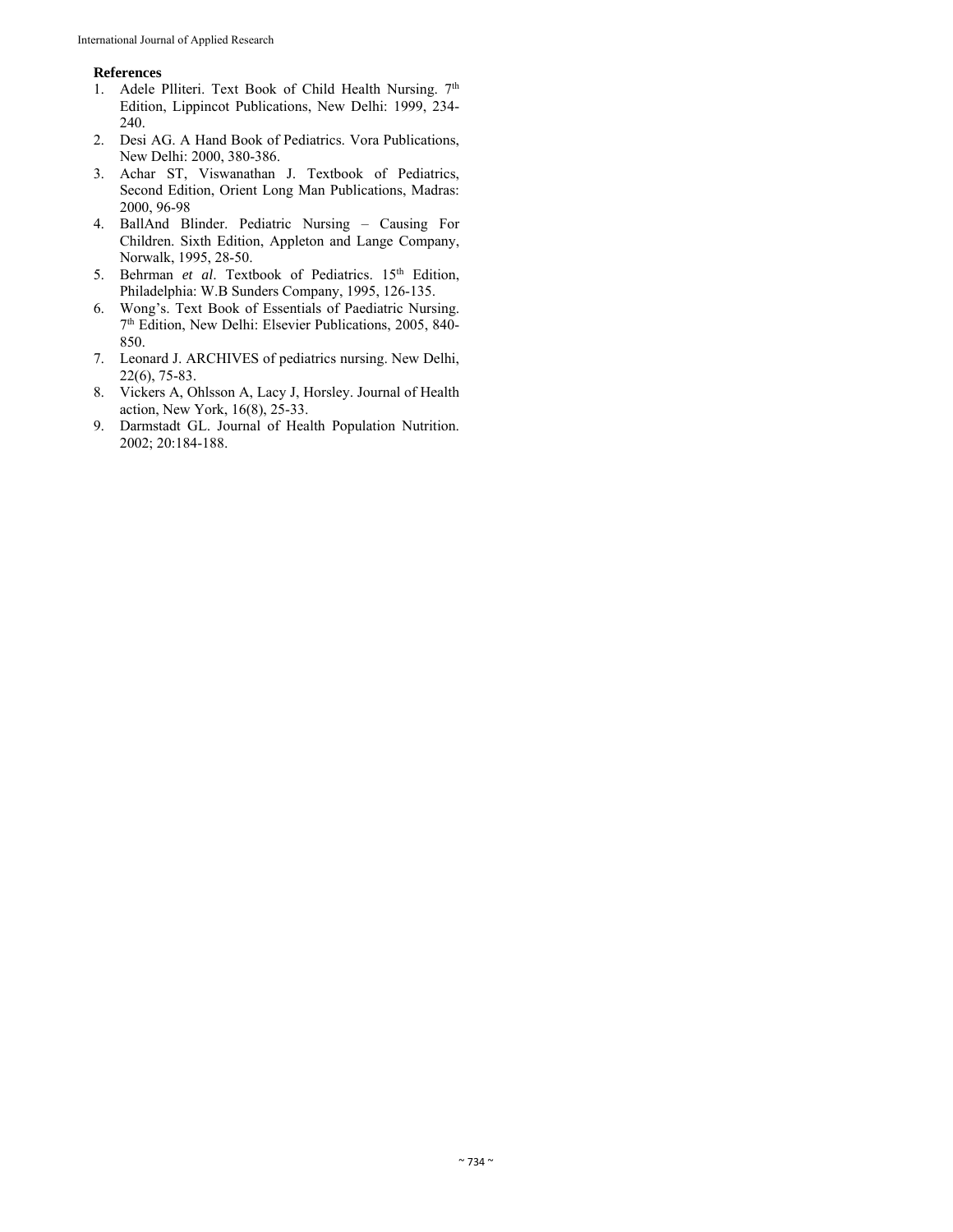### References

1. Adele Plliteri. Text Book of Child Health Nursing. 7th Edition, Lippincot Publications, New Delhi: 1999, 234-240.
2. Desi AG. A Hand Book of Pediatrics. Vora Publications, New Delhi: 2000, 380-386.
3. Achar ST, Viswanathan J. Textbook of Pediatrics, Second Edition, Orient Long Man Publications, Madras: 2000, 96-98
4. BallAnd Blinder. Pediatric Nursing – Causing For Children. Sixth Edition, Appleton and Lange Company, Norwalk, 1995, 28-50.
5. Behrman *et al*. Textbook of Pediatrics. 15th Edition, Philadelphia: W.B Sunders Company, 1995, 126-135.
6. Wong's. Text Book of Essentials of Paediatric Nursing. 7th Edition, New Delhi: Elsevier Publications, 2005, 840-850.
7. Leonard J. ARCHIVES of pediatrics nursing. New Delhi, 22(6), 75-83.
8. Vickers A, Ohlsson A, Lacy J, Horsley. Journal of Health action, New York, 16(8), 25-33.
9. Darmstadt GL. Journal of Health Population Nutrition. 2002; 20:184-188.